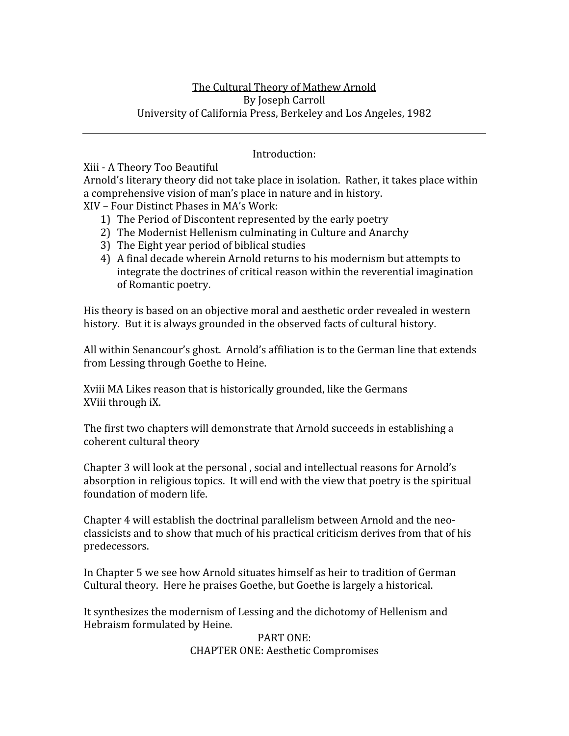<u>The Cultural Theory of Mathew Arnold</u>
By Joseph Carroll
University of California Press, Berkeley and Los Angeles, 1982

---

Introduction:

Xiii - A Theory Too Beautiful
Arnold's literary theory did not take place in isolation. Rather, it takes place within a comprehensive vision of man's place in nature and in history.
XIV – Four Distinct Phases in MA's Work:

1) The Period of Discontent represented by the early poetry
2) The Modernist Hellenism culminating in Culture and Anarchy
3) The Eight year period of biblical studies
4) A final decade wherein Arnold returns to his modernism but attempts to integrate the doctrines of critical reason within the reverential imagination of Romantic poetry.

His theory is based on an objective moral and aesthetic order revealed in western history. But it is always grounded in the observed facts of cultural history.

All within Senancour's ghost. Arnold's affiliation is to the German line that extends from Lessing through Goethe to Heine.

Xviii MA Likes reason that is historically grounded, like the Germans
XViii through iX.

The first two chapters will demonstrate that Arnold succeeds in establishing a coherent cultural theory

Chapter 3 will look at the personal , social and intellectual reasons for Arnold's absorption in religious topics. It will end with the view that poetry is the spiritual foundation of modern life.

Chapter 4 will establish the doctrinal parallelism between Arnold and the neo-classicists and to show that much of his practical criticism derives from that of his predecessors.

In Chapter 5 we see how Arnold situates himself as heir to tradition of German Cultural theory. Here he praises Goethe, but Goethe is largely a historical.

It synthesizes the modernism of Lessing and the dichotomy of Hellenism and Hebraism formulated by Heine.

PART ONE:
CHAPTER ONE: Aesthetic Compromises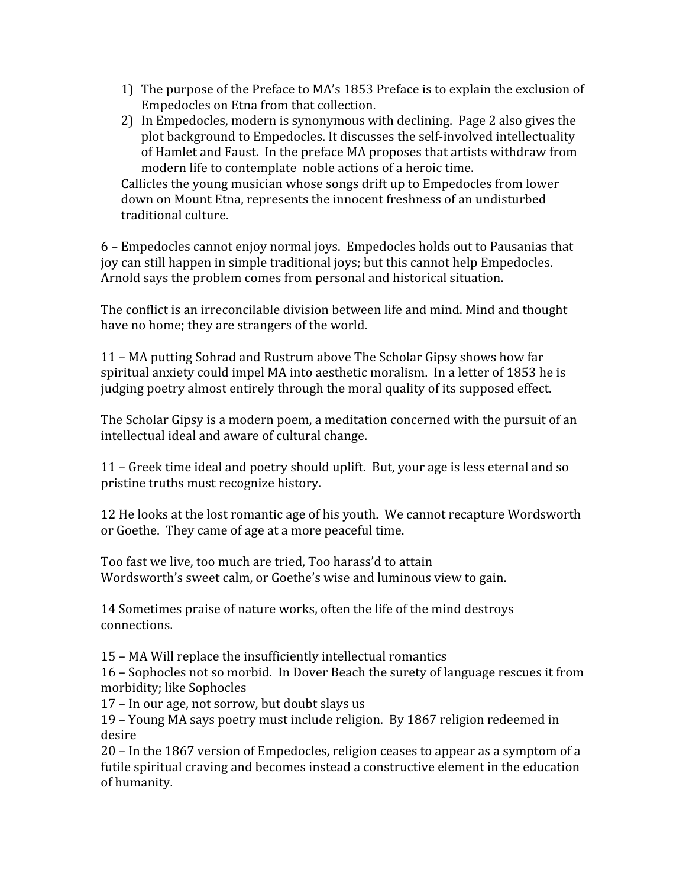1) The purpose of the Preface to MA's 1853 Preface is to explain the exclusion of Empedocles on Etna from that collection.
2) In Empedocles, modern is synonymous with declining. Page 2 also gives the plot background to Empedocles. It discusses the self-involved intellectuality of Hamlet and Faust. In the preface MA proposes that artists withdraw from modern life to contemplate noble actions of a heroic time.

   Callicles the young musician whose songs drift up to Empedocles from lower down on Mount Etna, represents the innocent freshness of an undisturbed traditional culture.

6 – Empedocles cannot enjoy normal joys. Empedocles holds out to Pausanias that joy can still happen in simple traditional joys; but this cannot help Empedocles. Arnold says the problem comes from personal and historical situation.

The conflict is an irreconcilable division between life and mind. Mind and thought have no home; they are strangers of the world.

11 – MA putting Sohrad and Rustrum above The Scholar Gipsy shows how far spiritual anxiety could impel MA into aesthetic moralism. In a letter of 1853 he is judging poetry almost entirely through the moral quality of its supposed effect.

The Scholar Gipsy is a modern poem, a meditation concerned with the pursuit of an intellectual ideal and aware of cultural change.

11 – Greek time ideal and poetry should uplift. But, your age is less eternal and so pristine truths must recognize history.

12 He looks at the lost romantic age of his youth. We cannot recapture Wordsworth or Goethe. They came of age at a more peaceful time.

Too fast we live, too much are tried, Too harass'd to attain
Wordsworth's sweet calm, or Goethe's wise and luminous view to gain.

14 Sometimes praise of nature works, often the life of the mind destroys connections.

15 – MA Will replace the insufficiently intellectual romantics
16 – Sophocles not so morbid. In Dover Beach the surety of language rescues it from morbidity; like Sophocles
17 – In our age, not sorrow, but doubt slays us
19 – Young MA says poetry must include religion. By 1867 religion redeemed in desire
20 – In the 1867 version of Empedocles, religion ceases to appear as a symptom of a futile spiritual craving and becomes instead a constructive element in the education of humanity.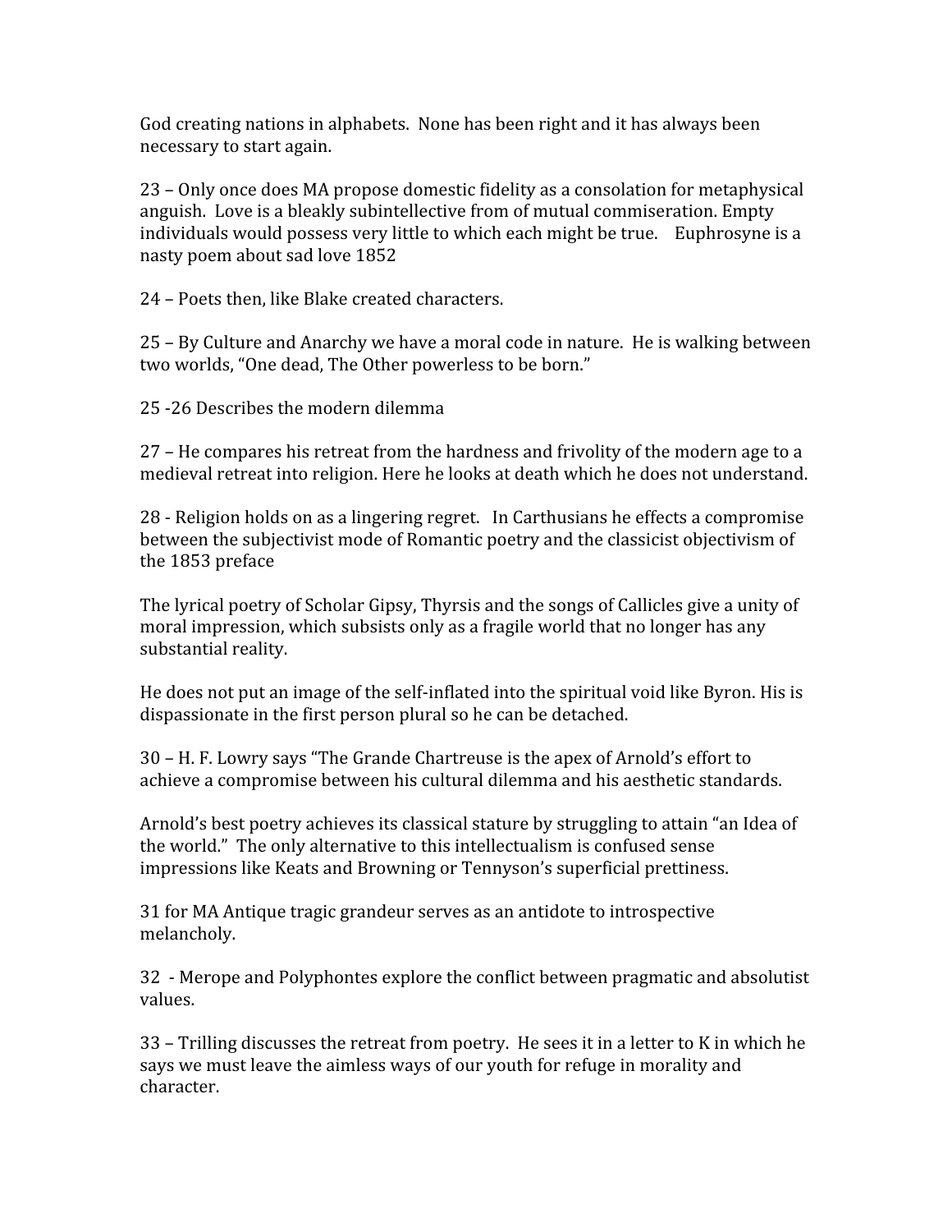God creating nations in alphabets. None has been right and it has always been necessary to start again.

23 – Only once does MA propose domestic fidelity as a consolation for metaphysical anguish. Love is a bleakly subintellective from of mutual commiseration. Empty individuals would possess very little to which each might be true. Euphrosyne is a nasty poem about sad love 1852

24 – Poets then, like Blake created characters.

25 – By Culture and Anarchy we have a moral code in nature. He is walking between two worlds, "One dead, The Other powerless to be born."

25 -26 Describes the modern dilemma

27 – He compares his retreat from the hardness and frivolity of the modern age to a medieval retreat into religion. Here he looks at death which he does not understand.

28 - Religion holds on as a lingering regret. In Carthusians he effects a compromise between the subjectivist mode of Romantic poetry and the classicist objectivism of the 1853 preface

The lyrical poetry of Scholar Gipsy, Thyrsis and the songs of Callicles give a unity of moral impression, which subsists only as a fragile world that no longer has any substantial reality.

He does not put an image of the self-inflated into the spiritual void like Byron. His is dispassionate in the first person plural so he can be detached.

30 – H. F. Lowry says "The Grande Chartreuse is the apex of Arnold's effort to achieve a compromise between his cultural dilemma and his aesthetic standards.

Arnold's best poetry achieves its classical stature by struggling to attain "an Idea of the world." The only alternative to this intellectualism is confused sense impressions like Keats and Browning or Tennyson's superficial prettiness.

31 for MA Antique tragic grandeur serves as an antidote to introspective melancholy.

32 - Merope and Polyphontes explore the conflict between pragmatic and absolutist values.

33 – Trilling discusses the retreat from poetry. He sees it in a letter to K in which he says we must leave the aimless ways of our youth for refuge in morality and character.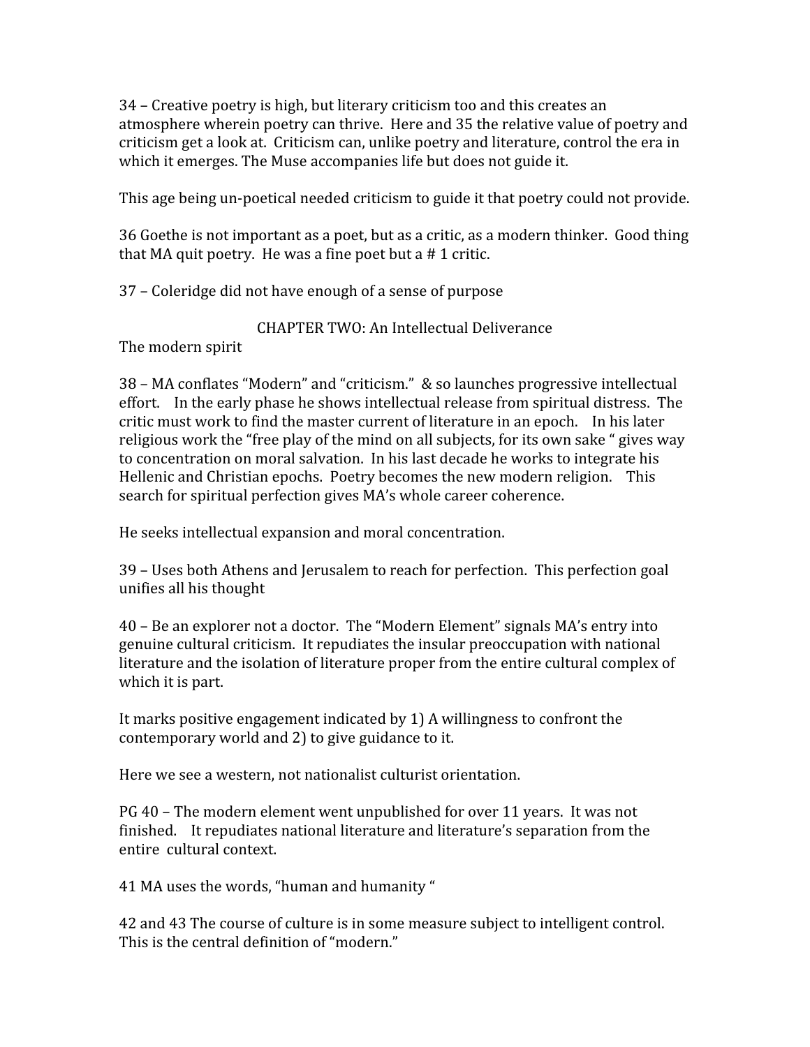34 – Creative poetry is high, but literary criticism too and this creates an atmosphere wherein poetry can thrive. Here and 35 the relative value of poetry and criticism get a look at. Criticism can, unlike poetry and literature, control the era in which it emerges. The Muse accompanies life but does not guide it.

This age being un-poetical needed criticism to guide it that poetry could not provide.

36 Goethe is not important as a poet, but as a critic, as a modern thinker. Good thing that MA quit poetry. He was a fine poet but a # 1 critic.

37 – Coleridge did not have enough of a sense of purpose

## CHAPTER TWO: An Intellectual Deliverance

The modern spirit

38 – MA conflates "Modern" and "criticism." & so launches progressive intellectual effort. In the early phase he shows intellectual release from spiritual distress. The critic must work to find the master current of literature in an epoch. In his later religious work the "free play of the mind on all subjects, for its own sake " gives way to concentration on moral salvation. In his last decade he works to integrate his Hellenic and Christian epochs. Poetry becomes the new modern religion. This search for spiritual perfection gives MA's whole career coherence.

He seeks intellectual expansion and moral concentration.

39 – Uses both Athens and Jerusalem to reach for perfection. This perfection goal unifies all his thought

40 – Be an explorer not a doctor. The "Modern Element" signals MA's entry into genuine cultural criticism. It repudiates the insular preoccupation with national literature and the isolation of literature proper from the entire cultural complex of which it is part.

It marks positive engagement indicated by 1) A willingness to confront the contemporary world and 2) to give guidance to it.

Here we see a western, not nationalist culturist orientation.

PG 40 – The modern element went unpublished for over 11 years. It was not finished. It repudiates national literature and literature's separation from the entire cultural context.

41 MA uses the words, "human and humanity "

42 and 43 The course of culture is in some measure subject to intelligent control. This is the central definition of "modern."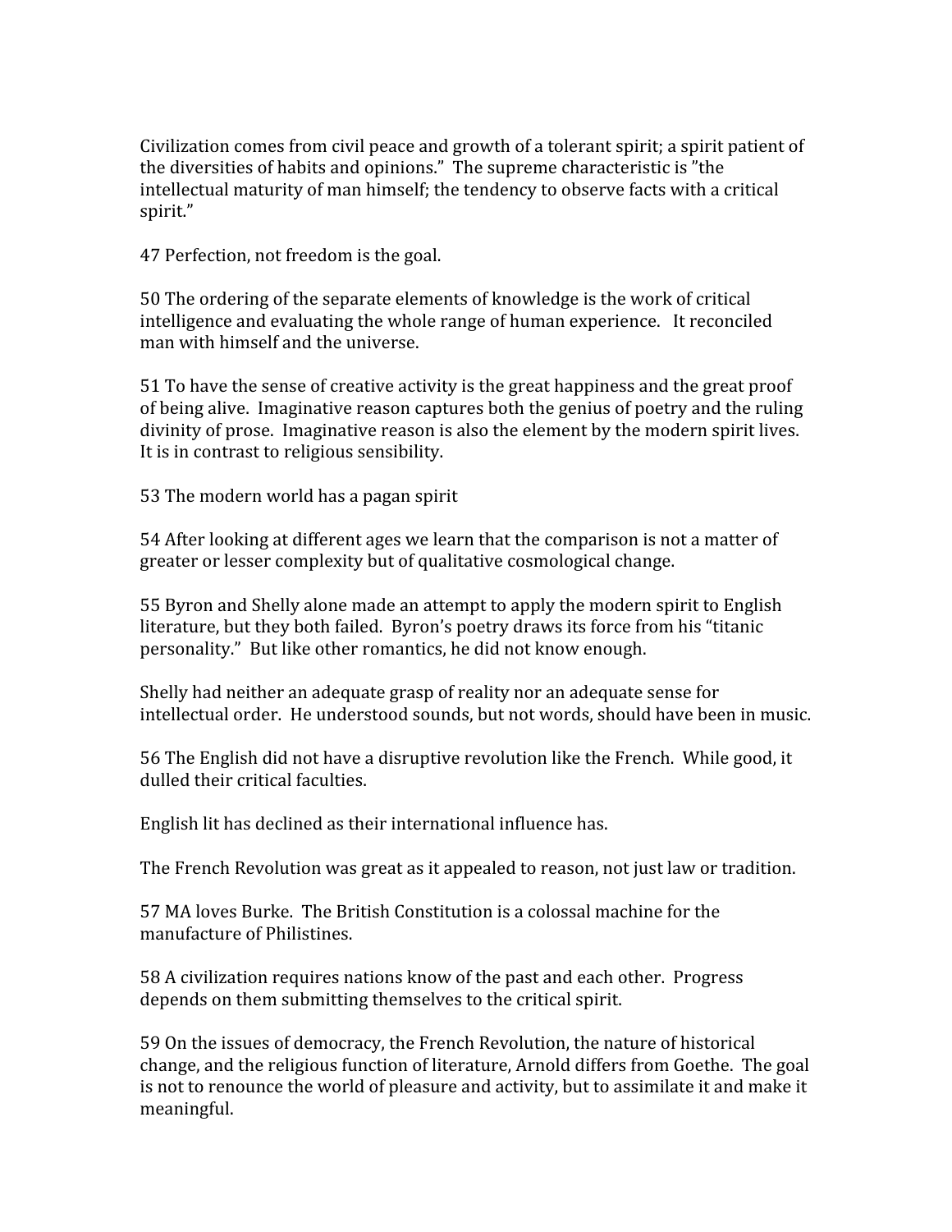Civilization comes from civil peace and growth of a tolerant spirit; a spirit patient of the diversities of habits and opinions." The supreme characteristic is "the intellectual maturity of man himself; the tendency to observe facts with a critical spirit."

47 Perfection, not freedom is the goal.

50 The ordering of the separate elements of knowledge is the work of critical intelligence and evaluating the whole range of human experience. It reconciled man with himself and the universe.

51 To have the sense of creative activity is the great happiness and the great proof of being alive. Imaginative reason captures both the genius of poetry and the ruling divinity of prose. Imaginative reason is also the element by the modern spirit lives. It is in contrast to religious sensibility.

53 The modern world has a pagan spirit

54 After looking at different ages we learn that the comparison is not a matter of greater or lesser complexity but of qualitative cosmological change.

55 Byron and Shelly alone made an attempt to apply the modern spirit to English literature, but they both failed. Byron's poetry draws its force from his "titanic personality." But like other romantics, he did not know enough.

Shelly had neither an adequate grasp of reality nor an adequate sense for intellectual order. He understood sounds, but not words, should have been in music.

56 The English did not have a disruptive revolution like the French. While good, it dulled their critical faculties.

English lit has declined as their international influence has.

The French Revolution was great as it appealed to reason, not just law or tradition.

57 MA loves Burke. The British Constitution is a colossal machine for the manufacture of Philistines.

58 A civilization requires nations know of the past and each other. Progress depends on them submitting themselves to the critical spirit.

59 On the issues of democracy, the French Revolution, the nature of historical change, and the religious function of literature, Arnold differs from Goethe. The goal is not to renounce the world of pleasure and activity, but to assimilate it and make it meaningful.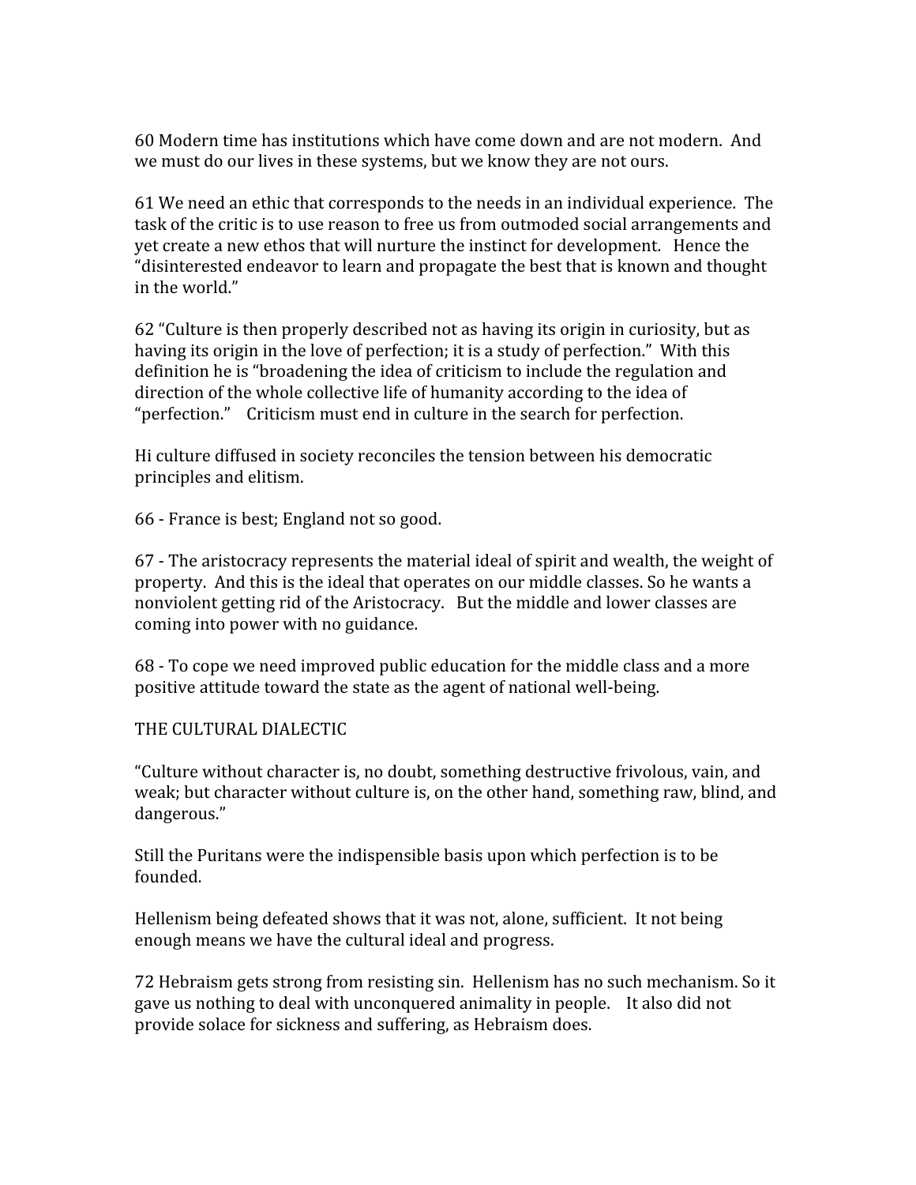60 Modern time has institutions which have come down and are not modern. And we must do our lives in these systems, but we know they are not ours.

61 We need an ethic that corresponds to the needs in an individual experience. The task of the critic is to use reason to free us from outmoded social arrangements and yet create a new ethos that will nurture the instinct for development. Hence the "disinterested endeavor to learn and propagate the best that is known and thought in the world."

62 "Culture is then properly described not as having its origin in curiosity, but as having its origin in the love of perfection; it is a study of perfection." With this definition he is "broadening the idea of criticism to include the regulation and direction of the whole collective life of humanity according to the idea of "perfection." Criticism must end in culture in the search for perfection.

Hi culture diffused in society reconciles the tension between his democratic principles and elitism.

66 - France is best; England not so good.

67 - The aristocracy represents the material ideal of spirit and wealth, the weight of property. And this is the ideal that operates on our middle classes. So he wants a nonviolent getting rid of the Aristocracy. But the middle and lower classes are coming into power with no guidance.

68 - To cope we need improved public education for the middle class and a more positive attitude toward the state as the agent of national well-being.

## THE CULTURAL DIALECTIC

"Culture without character is, no doubt, something destructive frivolous, vain, and weak; but character without culture is, on the other hand, something raw, blind, and dangerous."

Still the Puritans were the indispensible basis upon which perfection is to be founded.

Hellenism being defeated shows that it was not, alone, sufficient. It not being enough means we have the cultural ideal and progress.

72 Hebraism gets strong from resisting sin. Hellenism has no such mechanism. So it gave us nothing to deal with unconquered animality in people. It also did not provide solace for sickness and suffering, as Hebraism does.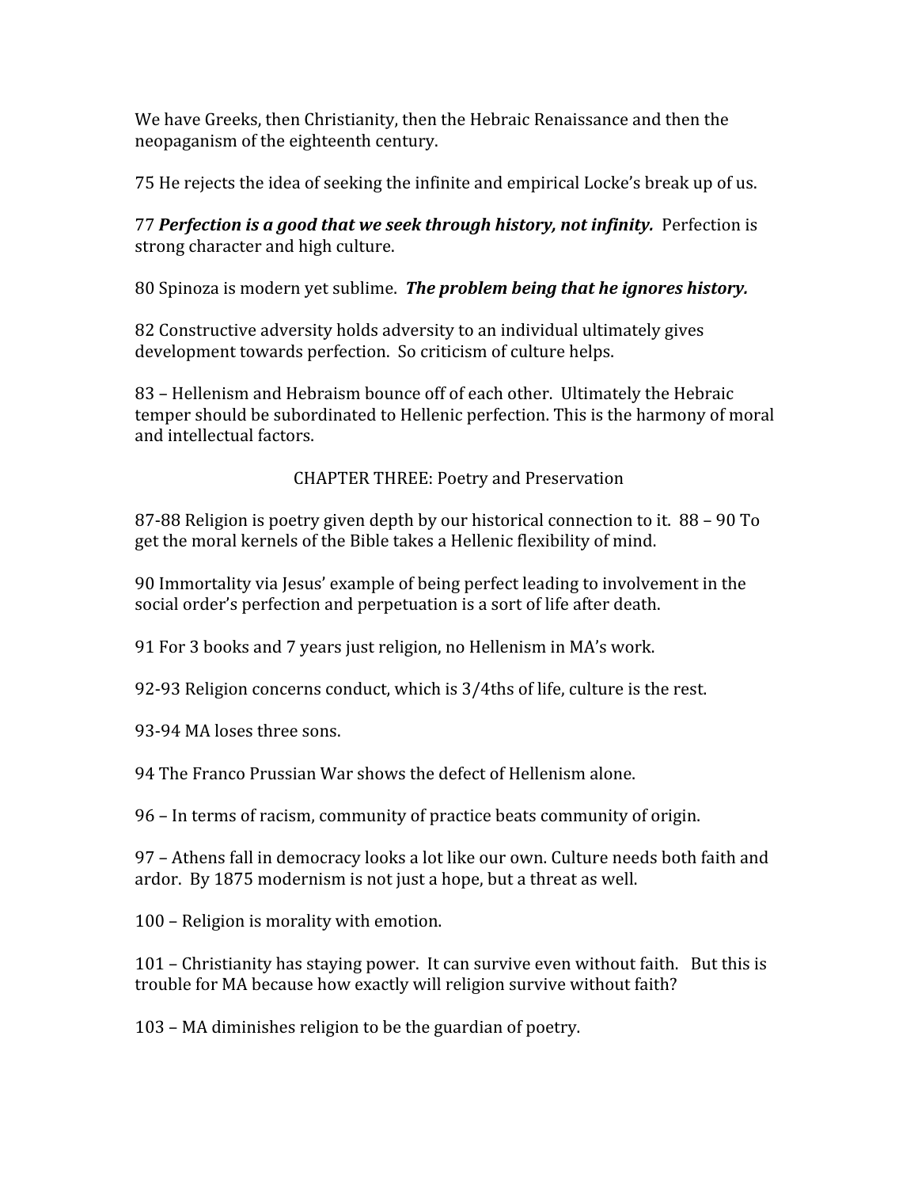We have Greeks, then Christianity, then the Hebraic Renaissance and then the neopaganism of the eighteenth century.

75 He rejects the idea of seeking the infinite and empirical Locke's break up of us.

77 ***Perfection is a good that we seek through history, not infinity.*** Perfection is strong character and high culture.

80 Spinoza is modern yet sublime. ***The problem being that he ignores history.***

82 Constructive adversity holds adversity to an individual ultimately gives development towards perfection. So criticism of culture helps.

83 – Hellenism and Hebraism bounce off of each other. Ultimately the Hebraic temper should be subordinated to Hellenic perfection. This is the harmony of moral and intellectual factors.

## CHAPTER THREE: Poetry and Preservation

87-88 Religion is poetry given depth by our historical connection to it. 88 – 90 To get the moral kernels of the Bible takes a Hellenic flexibility of mind.

90 Immortality via Jesus' example of being perfect leading to involvement in the social order's perfection and perpetuation is a sort of life after death.

91 For 3 books and 7 years just religion, no Hellenism in MA's work.

92-93 Religion concerns conduct, which is 3/4ths of life, culture is the rest.

93-94 MA loses three sons.

94 The Franco Prussian War shows the defect of Hellenism alone.

96 – In terms of racism, community of practice beats community of origin.

97 – Athens fall in democracy looks a lot like our own. Culture needs both faith and ardor. By 1875 modernism is not just a hope, but a threat as well.

100 – Religion is morality with emotion.

101 – Christianity has staying power. It can survive even without faith. But this is trouble for MA because how exactly will religion survive without faith?

103 – MA diminishes religion to be the guardian of poetry.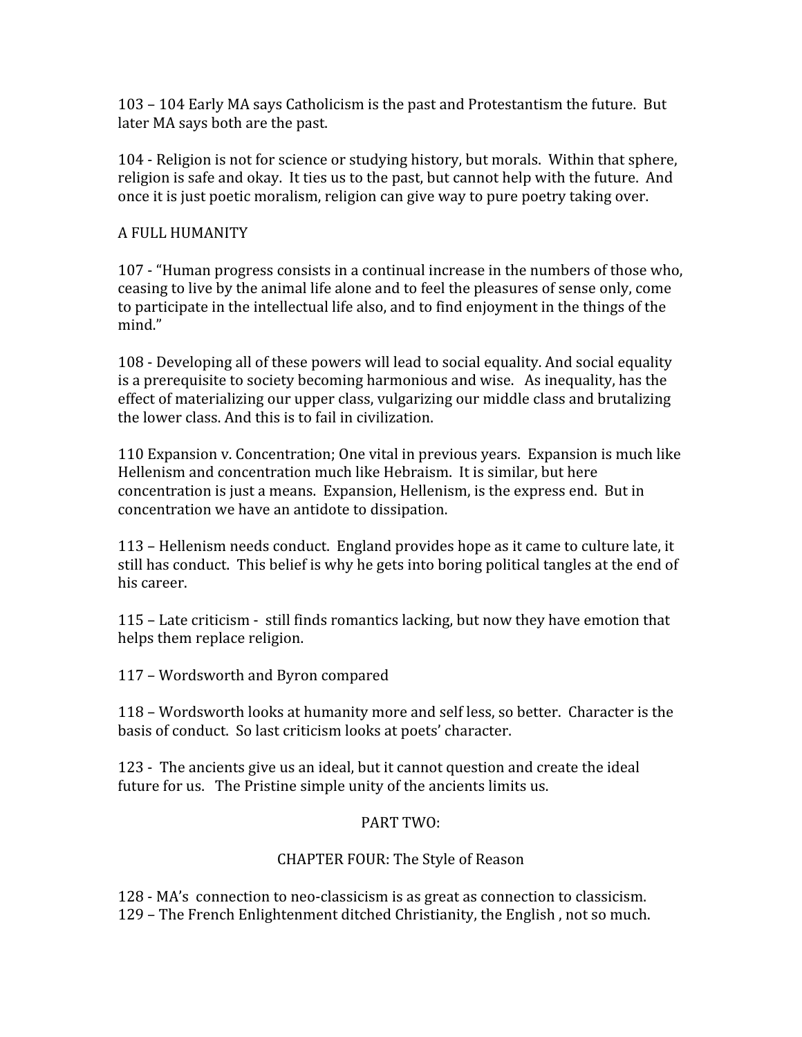103 – 104 Early MA says Catholicism is the past and Protestantism the future. But later MA says both are the past.

104 - Religion is not for science or studying history, but morals. Within that sphere, religion is safe and okay. It ties us to the past, but cannot help with the future. And once it is just poetic moralism, religion can give way to pure poetry taking over.

A FULL HUMANITY

107 - "Human progress consists in a continual increase in the numbers of those who, ceasing to live by the animal life alone and to feel the pleasures of sense only, come to participate in the intellectual life also, and to find enjoyment in the things of the mind."

108 - Developing all of these powers will lead to social equality. And social equality is a prerequisite to society becoming harmonious and wise. As inequality, has the effect of materializing our upper class, vulgarizing our middle class and brutalizing the lower class. And this is to fail in civilization.

110 Expansion v. Concentration; One vital in previous years. Expansion is much like Hellenism and concentration much like Hebraism. It is similar, but here concentration is just a means. Expansion, Hellenism, is the express end. But in concentration we have an antidote to dissipation.

113 – Hellenism needs conduct. England provides hope as it came to culture late, it still has conduct. This belief is why he gets into boring political tangles at the end of his career.

115 – Late criticism - still finds romantics lacking, but now they have emotion that helps them replace religion.

117 – Wordsworth and Byron compared

118 – Wordsworth looks at humanity more and self less, so better. Character is the basis of conduct. So last criticism looks at poets' character.

123 - The ancients give us an ideal, but it cannot question and create the ideal future for us. The Pristine simple unity of the ancients limits us.

## PART TWO:

### CHAPTER FOUR: The Style of Reason

128 - MA's connection to neo-classicism is as great as connection to classicism.
129 – The French Enlightenment ditched Christianity, the English , not so much.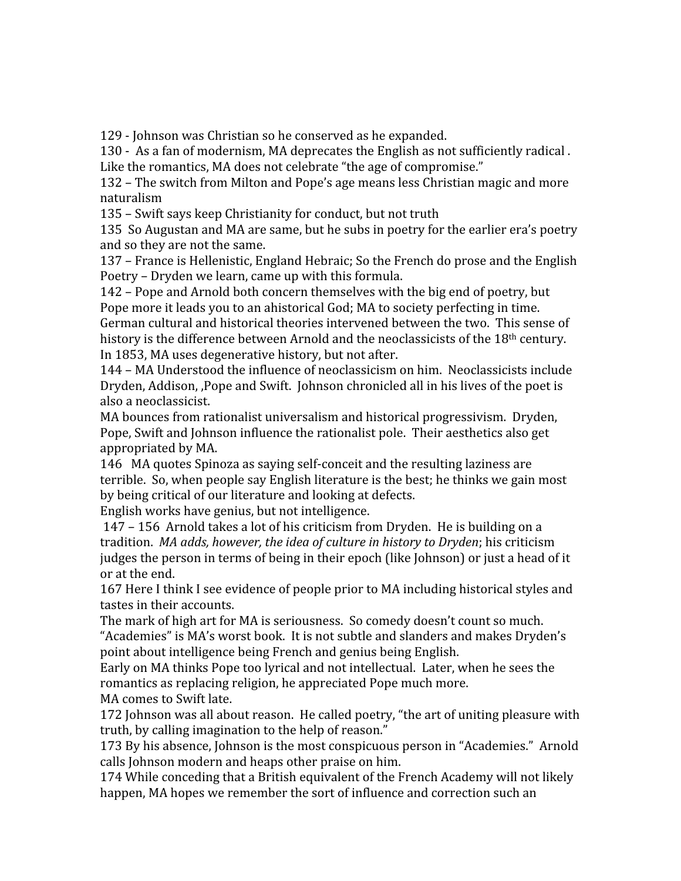129 - Johnson was Christian so he conserved as he expanded.
130 - As a fan of modernism, MA deprecates the English as not sufficiently radical . Like the romantics, MA does not celebrate "the age of compromise."
132 – The switch from Milton and Pope's age means less Christian magic and more naturalism
135 – Swift says keep Christianity for conduct, but not truth
135 So Augustan and MA are same, but he subs in poetry for the earlier era's poetry and so they are not the same.
137 – France is Hellenistic, England Hebraic; So the French do prose and the English Poetry – Dryden we learn, came up with this formula.
142 – Pope and Arnold both concern themselves with the big end of poetry, but Pope more it leads you to an ahistorical God; MA to society perfecting in time. German cultural and historical theories intervened between the two. This sense of history is the difference between Arnold and the neoclassicists of the 18th century. In 1853, MA uses degenerative history, but not after.
144 – MA Understood the influence of neoclassicism on him. Neoclassicists include Dryden, Addison, ,Pope and Swift. Johnson chronicled all in his lives of the poet is also a neoclassicist.
MA bounces from rationalist universalism and historical progressivism. Dryden, Pope, Swift and Johnson influence the rationalist pole. Their aesthetics also get appropriated by MA.
146 MA quotes Spinoza as saying self-conceit and the resulting laziness are terrible. So, when people say English literature is the best; he thinks we gain most by being critical of our literature and looking at defects.
English works have genius, but not intelligence.
147 – 156 Arnold takes a lot of his criticism from Dryden. He is building on a tradition. *MA adds, however, the idea of culture in history to Dryden*; his criticism judges the person in terms of being in their epoch (like Johnson) or just a head of it or at the end.
167 Here I think I see evidence of people prior to MA including historical styles and tastes in their accounts.
The mark of high art for MA is seriousness. So comedy doesn't count so much.
"Academies" is MA's worst book. It is not subtle and slanders and makes Dryden's point about intelligence being French and genius being English.
Early on MA thinks Pope too lyrical and not intellectual. Later, when he sees the romantics as replacing religion, he appreciated Pope much more.
MA comes to Swift late.
172 Johnson was all about reason. He called poetry, "the art of uniting pleasure with truth, by calling imagination to the help of reason."
173 By his absence, Johnson is the most conspicuous person in "Academies." Arnold calls Johnson modern and heaps other praise on him.
174 While conceding that a British equivalent of the French Academy will not likely happen, MA hopes we remember the sort of influence and correction such an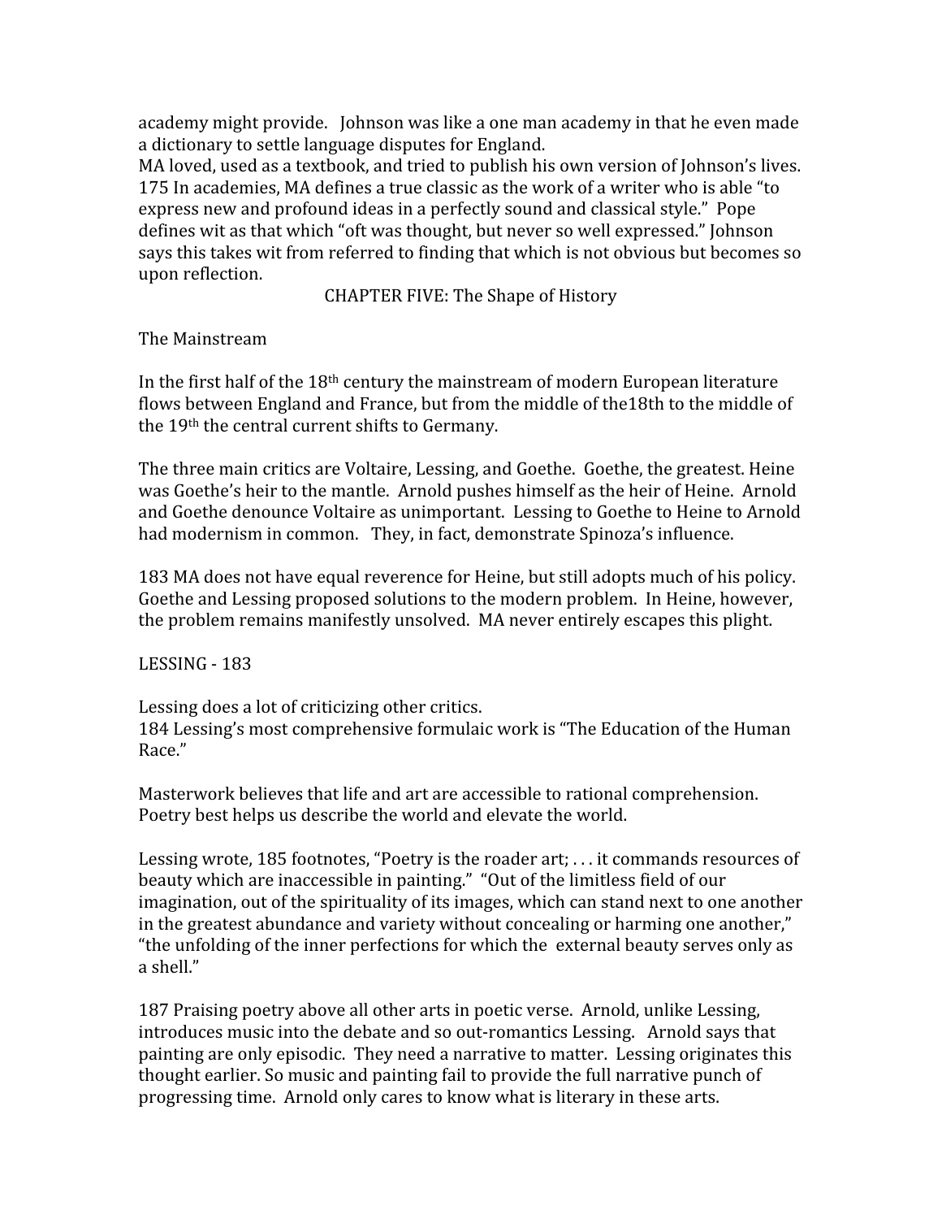academy might provide. Johnson was like a one man academy in that he even made a dictionary to settle language disputes for England.
MA loved, used as a textbook, and tried to publish his own version of Johnson's lives.
175 In academies, MA defines a true classic as the work of a writer who is able "to express new and profound ideas in a perfectly sound and classical style." Pope defines wit as that which "oft was thought, but never so well expressed." Johnson says this takes wit from referred to finding that which is not obvious but becomes so upon reflection.

## CHAPTER FIVE: The Shape of History

### The Mainstream

In the first half of the 18th century the mainstream of modern European literature flows between England and France, but from the middle of the18th to the middle of the 19th the central current shifts to Germany.

The three main critics are Voltaire, Lessing, and Goethe. Goethe, the greatest. Heine was Goethe's heir to the mantle. Arnold pushes himself as the heir of Heine. Arnold and Goethe denounce Voltaire as unimportant. Lessing to Goethe to Heine to Arnold had modernism in common. They, in fact, demonstrate Spinoza's influence.

183 MA does not have equal reverence for Heine, but still adopts much of his policy. Goethe and Lessing proposed solutions to the modern problem. In Heine, however, the problem remains manifestly unsolved. MA never entirely escapes this plight.

### LESSING - 183

Lessing does a lot of criticizing other critics.
184 Lessing's most comprehensive formulaic work is "The Education of the Human Race."

Masterwork believes that life and art are accessible to rational comprehension. Poetry best helps us describe the world and elevate the world.

Lessing wrote, 185 footnotes, "Poetry is the roader art; . . . it commands resources of beauty which are inaccessible in painting." "Out of the limitless field of our imagination, out of the spirituality of its images, which can stand next to one another in the greatest abundance and variety without concealing or harming one another," "the unfolding of the inner perfections for which the external beauty serves only as a shell."

187 Praising poetry above all other arts in poetic verse. Arnold, unlike Lessing, introduces music into the debate and so out-romantics Lessing. Arnold says that painting are only episodic. They need a narrative to matter. Lessing originates this thought earlier. So music and painting fail to provide the full narrative punch of progressing time. Arnold only cares to know what is literary in these arts.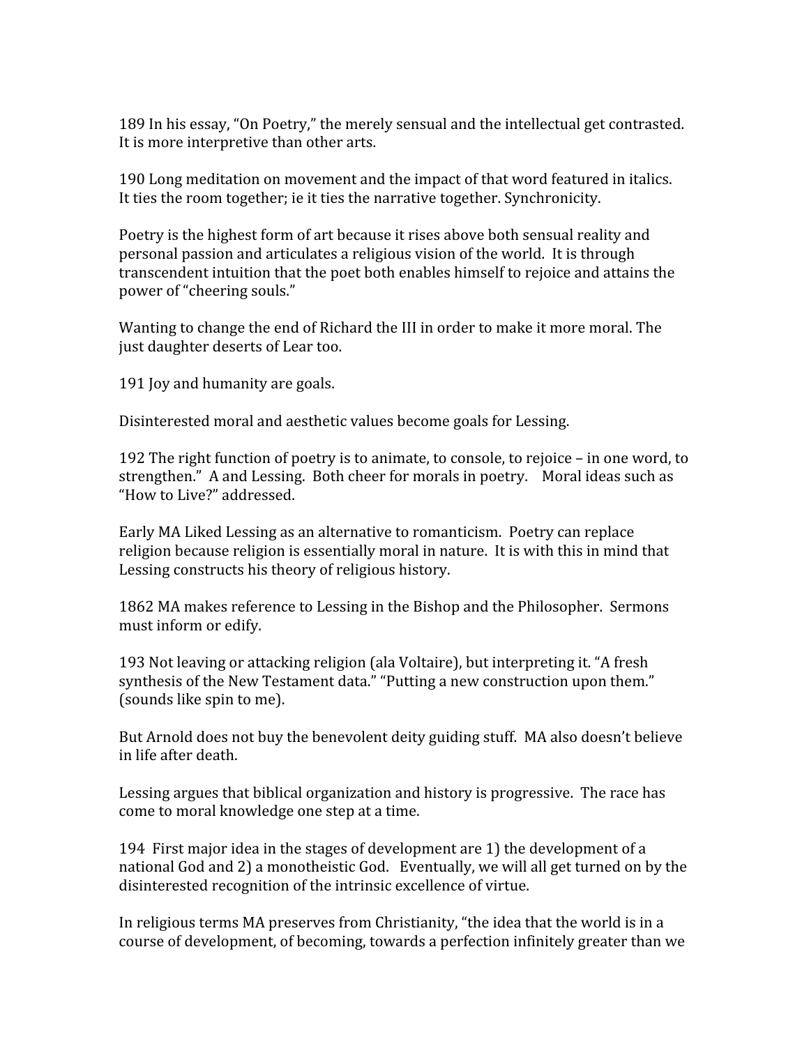189 In his essay, "On Poetry," the merely sensual and the intellectual get contrasted. It is more interpretive than other arts.

190 Long meditation on movement and the impact of that word featured in italics. It ties the room together; ie it ties the narrative together. Synchronicity.

Poetry is the highest form of art because it rises above both sensual reality and personal passion and articulates a religious vision of the world. It is through transcendent intuition that the poet both enables himself to rejoice and attains the power of "cheering souls."

Wanting to change the end of Richard the III in order to make it more moral. The just daughter deserts of Lear too.

191 Joy and humanity are goals.

Disinterested moral and aesthetic values become goals for Lessing.

192 The right function of poetry is to animate, to console, to rejoice – in one word, to strengthen." A and Lessing. Both cheer for morals in poetry. Moral ideas such as "How to Live?" addressed.

Early MA Liked Lessing as an alternative to romanticism. Poetry can replace religion because religion is essentially moral in nature. It is with this in mind that Lessing constructs his theory of religious history.

1862 MA makes reference to Lessing in the Bishop and the Philosopher. Sermons must inform or edify.

193 Not leaving or attacking religion (ala Voltaire), but interpreting it. "A fresh synthesis of the New Testament data." "Putting a new construction upon them." (sounds like spin to me).

But Arnold does not buy the benevolent deity guiding stuff. MA also doesn't believe in life after death.

Lessing argues that biblical organization and history is progressive. The race has come to moral knowledge one step at a time.

194 First major idea in the stages of development are 1) the development of a national God and 2) a monotheistic God. Eventually, we will all get turned on by the disinterested recognition of the intrinsic excellence of virtue.

In religious terms MA preserves from Christianity, "the idea that the world is in a course of development, of becoming, towards a perfection infinitely greater than we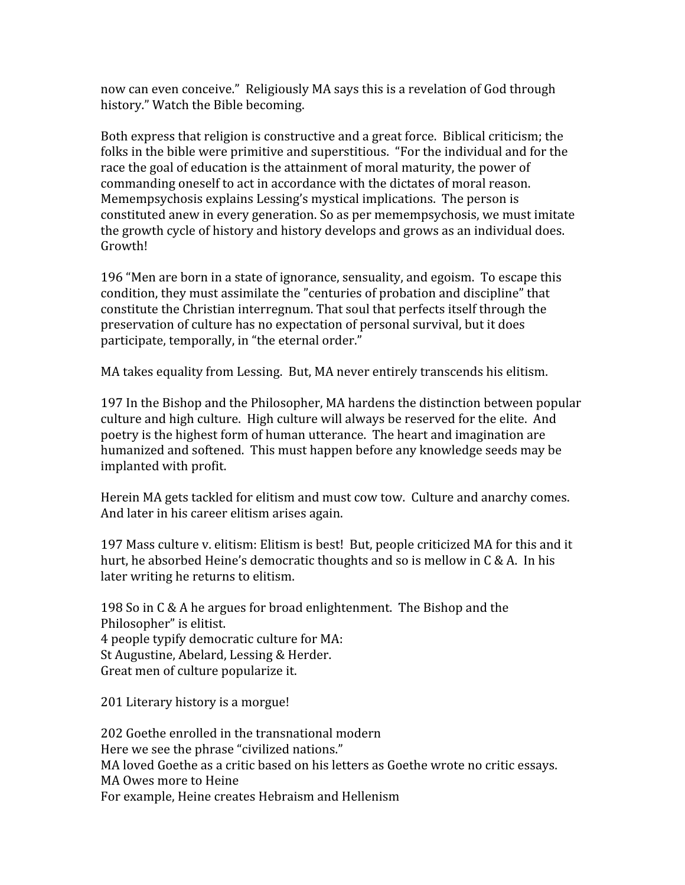now can even conceive." Religiously MA says this is a revelation of God through history." Watch the Bible becoming.

Both express that religion is constructive and a great force. Biblical criticism; the folks in the bible were primitive and superstitious. "For the individual and for the race the goal of education is the attainment of moral maturity, the power of commanding oneself to act in accordance with the dictates of moral reason. Memempsychosis explains Lessing's mystical implications. The person is constituted anew in every generation. So as per memempsychosis, we must imitate the growth cycle of history and history develops and grows as an individual does. Growth!

196 "Men are born in a state of ignorance, sensuality, and egoism. To escape this condition, they must assimilate the "centuries of probation and discipline" that constitute the Christian interregnum. That soul that perfects itself through the preservation of culture has no expectation of personal survival, but it does participate, temporally, in "the eternal order."

MA takes equality from Lessing. But, MA never entirely transcends his elitism.

197 In the Bishop and the Philosopher, MA hardens the distinction between popular culture and high culture. High culture will always be reserved for the elite. And poetry is the highest form of human utterance. The heart and imagination are humanized and softened. This must happen before any knowledge seeds may be implanted with profit.

Herein MA gets tackled for elitism and must cow tow. Culture and anarchy comes. And later in his career elitism arises again.

197 Mass culture v. elitism: Elitism is best! But, people criticized MA for this and it hurt, he absorbed Heine's democratic thoughts and so is mellow in C & A. In his later writing he returns to elitism.

198 So in C & A he argues for broad enlightenment. The Bishop and the Philosopher" is elitist.
4 people typify democratic culture for MA:
St Augustine, Abelard, Lessing & Herder.
Great men of culture popularize it.

201 Literary history is a morgue!

202 Goethe enrolled in the transnational modern
Here we see the phrase "civilized nations."
MA loved Goethe as a critic based on his letters as Goethe wrote no critic essays.
MA Owes more to Heine
For example, Heine creates Hebraism and Hellenism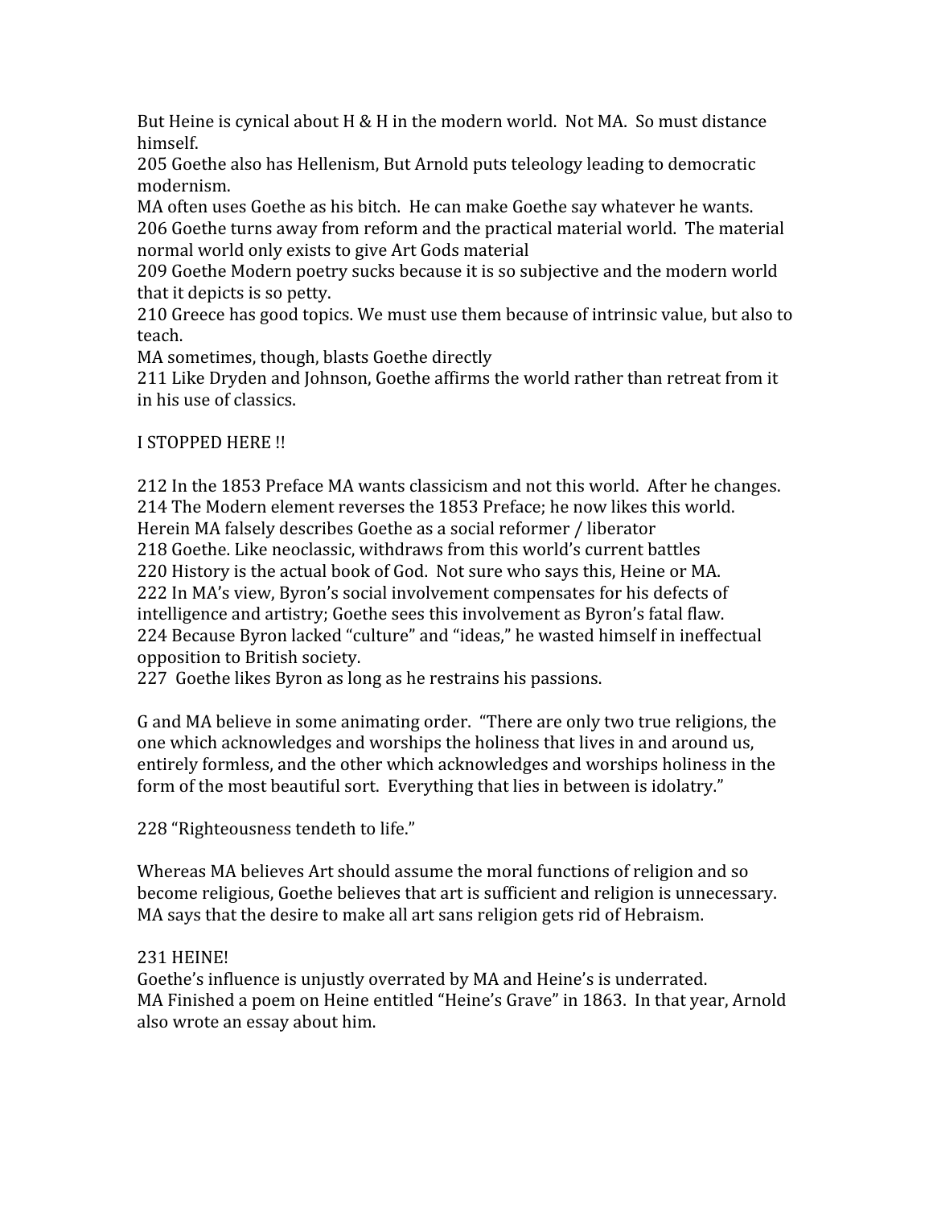But Heine is cynical about H & H in the modern world. Not MA. So must distance himself.

205 Goethe also has Hellenism, But Arnold puts teleology leading to democratic modernism.

MA often uses Goethe as his bitch. He can make Goethe say whatever he wants.

206 Goethe turns away from reform and the practical material world. The material normal world only exists to give Art Gods material

209 Goethe Modern poetry sucks because it is so subjective and the modern world that it depicts is so petty.

210 Greece has good topics. We must use them because of intrinsic value, but also to teach.

MA sometimes, though, blasts Goethe directly

211 Like Dryden and Johnson, Goethe affirms the world rather than retreat from it in his use of classics.

I STOPPED HERE !!

212 In the 1853 Preface MA wants classicism and not this world. After he changes.

214 The Modern element reverses the 1853 Preface; he now likes this world.

Herein MA falsely describes Goethe as a social reformer / liberator

218 Goethe. Like neoclassic, withdraws from this world's current battles

220 History is the actual book of God. Not sure who says this, Heine or MA.

222 In MA's view, Byron's social involvement compensates for his defects of intelligence and artistry; Goethe sees this involvement as Byron's fatal flaw.

224 Because Byron lacked "culture" and "ideas," he wasted himself in ineffectual opposition to British society.

227 Goethe likes Byron as long as he restrains his passions.

G and MA believe in some animating order. "There are only two true religions, the one which acknowledges and worships the holiness that lives in and around us, entirely formless, and the other which acknowledges and worships holiness in the form of the most beautiful sort. Everything that lies in between is idolatry."

228 "Righteousness tendeth to life."

Whereas MA believes Art should assume the moral functions of religion and so become religious, Goethe believes that art is sufficient and religion is unnecessary. MA says that the desire to make all art sans religion gets rid of Hebraism.

231 HEINE!

Goethe's influence is unjustly overrated by MA and Heine's is underrated.

MA Finished a poem on Heine entitled "Heine's Grave" in 1863. In that year, Arnold also wrote an essay about him.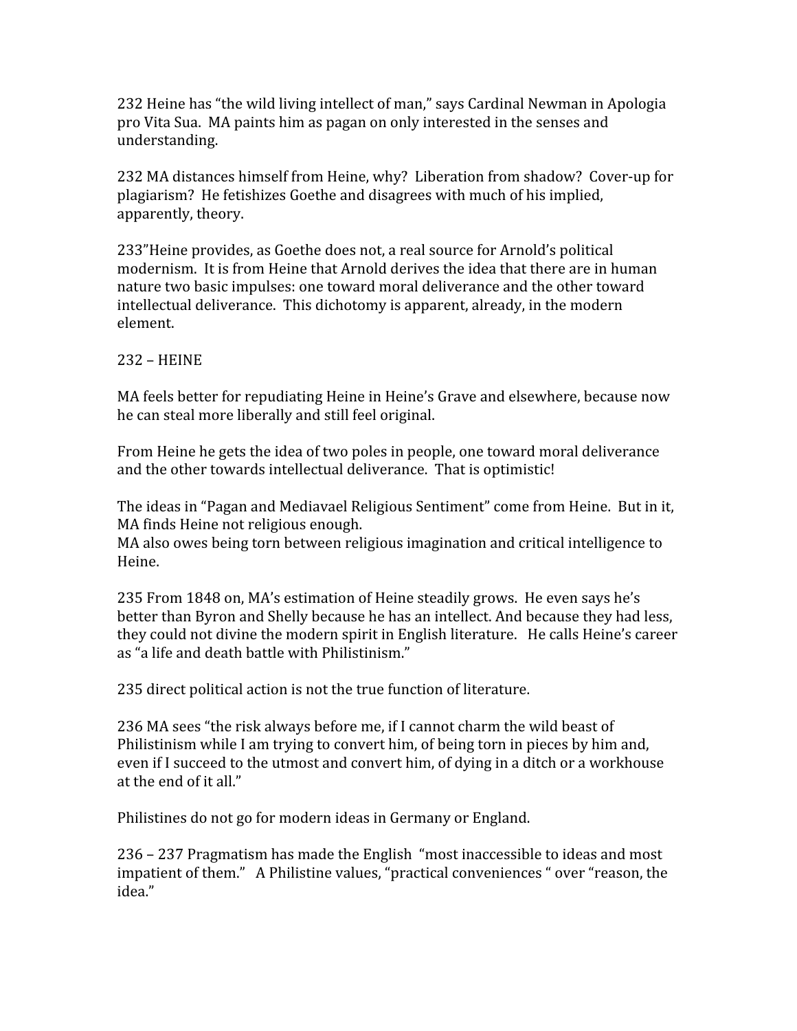232 Heine has "the wild living intellect of man," says Cardinal Newman in Apologia pro Vita Sua. MA paints him as pagan on only interested in the senses and understanding.

232 MA distances himself from Heine, why? Liberation from shadow? Cover-up for plagiarism? He fetishizes Goethe and disagrees with much of his implied, apparently, theory.

233"Heine provides, as Goethe does not, a real source for Arnold's political modernism. It is from Heine that Arnold derives the idea that there are in human nature two basic impulses: one toward moral deliverance and the other toward intellectual deliverance. This dichotomy is apparent, already, in the modern element.

232 – HEINE

MA feels better for repudiating Heine in Heine's Grave and elsewhere, because now he can steal more liberally and still feel original.

From Heine he gets the idea of two poles in people, one toward moral deliverance and the other towards intellectual deliverance. That is optimistic!

The ideas in "Pagan and Mediavael Religious Sentiment" come from Heine. But in it, MA finds Heine not religious enough.
MA also owes being torn between religious imagination and critical intelligence to Heine.

235 From 1848 on, MA's estimation of Heine steadily grows. He even says he's better than Byron and Shelly because he has an intellect. And because they had less, they could not divine the modern spirit in English literature. He calls Heine's career as "a life and death battle with Philistinism."

235 direct political action is not the true function of literature.

236 MA sees "the risk always before me, if I cannot charm the wild beast of Philistinism while I am trying to convert him, of being torn in pieces by him and, even if I succeed to the utmost and convert him, of dying in a ditch or a workhouse at the end of it all."

Philistines do not go for modern ideas in Germany or England.

236 – 237 Pragmatism has made the English "most inaccessible to ideas and most impatient of them." A Philistine values, "practical conveniences " over "reason, the idea."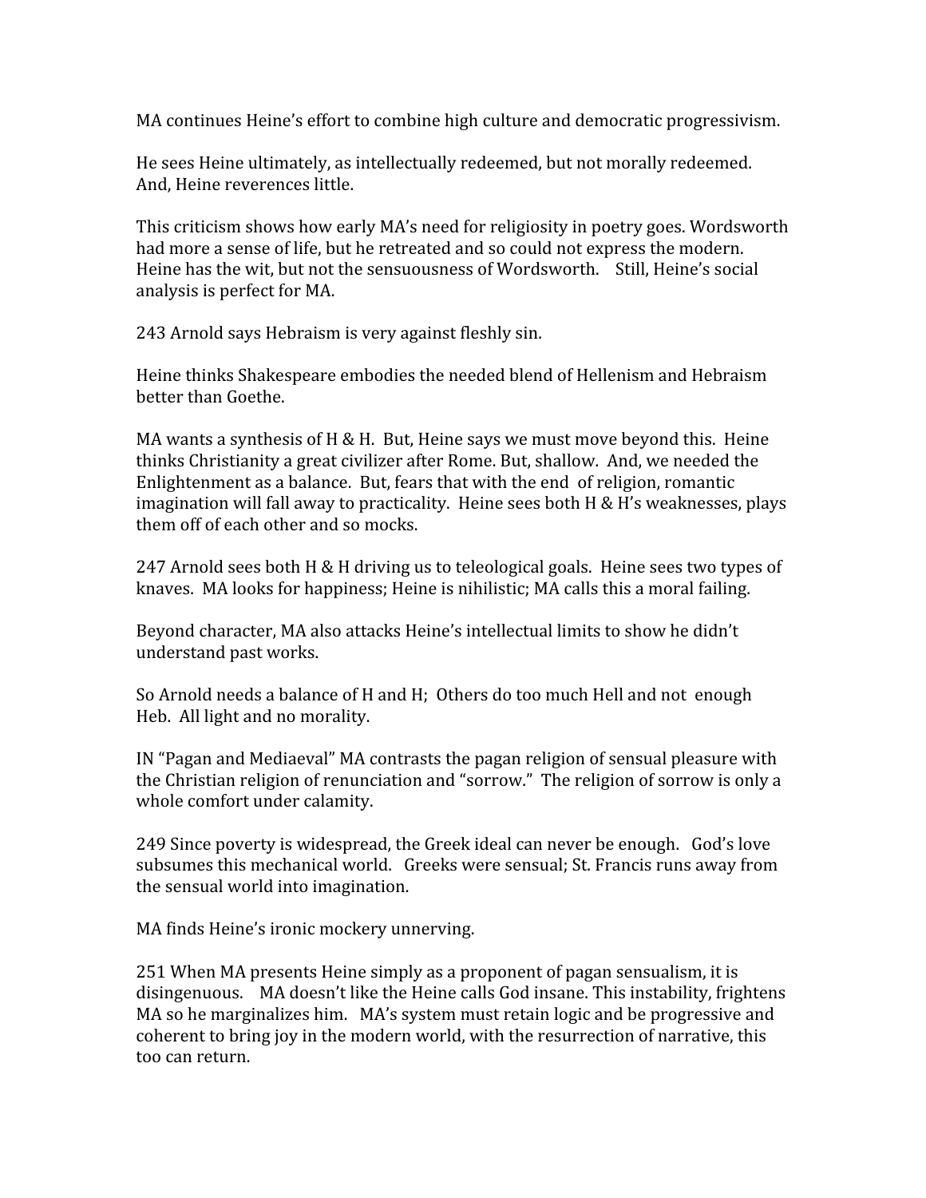MA continues Heine's effort to combine high culture and democratic progressivism.

He sees Heine ultimately, as intellectually redeemed, but not morally redeemed. And, Heine reverences little.

This criticism shows how early MA's need for religiosity in poetry goes. Wordsworth had more a sense of life, but he retreated and so could not express the modern. Heine has the wit, but not the sensuousness of Wordsworth. Still, Heine's social analysis is perfect for MA.

243 Arnold says Hebraism is very against fleshly sin.

Heine thinks Shakespeare embodies the needed blend of Hellenism and Hebraism better than Goethe.

MA wants a synthesis of H & H. But, Heine says we must move beyond this. Heine thinks Christianity a great civilizer after Rome. But, shallow. And, we needed the Enlightenment as a balance. But, fears that with the end of religion, romantic imagination will fall away to practicality. Heine sees both H & H's weaknesses, plays them off of each other and so mocks.

247 Arnold sees both H & H driving us to teleological goals. Heine sees two types of knaves. MA looks for happiness; Heine is nihilistic; MA calls this a moral failing.

Beyond character, MA also attacks Heine's intellectual limits to show he didn't understand past works.

So Arnold needs a balance of H and H; Others do too much Hell and not enough Heb. All light and no morality.

IN "Pagan and Mediaeval" MA contrasts the pagan religion of sensual pleasure with the Christian religion of renunciation and "sorrow." The religion of sorrow is only a whole comfort under calamity.

249 Since poverty is widespread, the Greek ideal can never be enough. God's love subsumes this mechanical world. Greeks were sensual; St. Francis runs away from the sensual world into imagination.

MA finds Heine's ironic mockery unnerving.

251 When MA presents Heine simply as a proponent of pagan sensualism, it is disingenuous. MA doesn't like the Heine calls God insane. This instability, frightens MA so he marginalizes him. MA's system must retain logic and be progressive and coherent to bring joy in the modern world, with the resurrection of narrative, this too can return.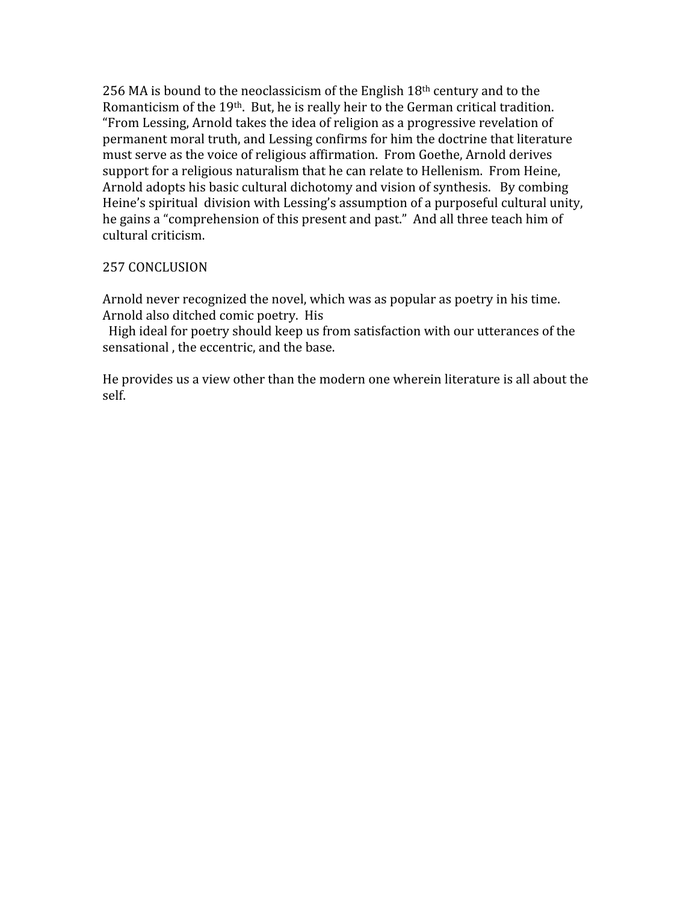256 MA is bound to the neoclassicism of the English 18th century and to the Romanticism of the 19th. But, he is really heir to the German critical tradition. "From Lessing, Arnold takes the idea of religion as a progressive revelation of permanent moral truth, and Lessing confirms for him the doctrine that literature must serve as the voice of religious affirmation. From Goethe, Arnold derives support for a religious naturalism that he can relate to Hellenism. From Heine, Arnold adopts his basic cultural dichotomy and vision of synthesis. By combing Heine's spiritual division with Lessing's assumption of a purposeful cultural unity, he gains a "comprehension of this present and past." And all three teach him of cultural criticism.

257 CONCLUSION

Arnold never recognized the novel, which was as popular as poetry in his time. Arnold also ditched comic poetry. His
High ideal for poetry should keep us from satisfaction with our utterances of the sensational , the eccentric, and the base.

He provides us a view other than the modern one wherein literature is all about the self.